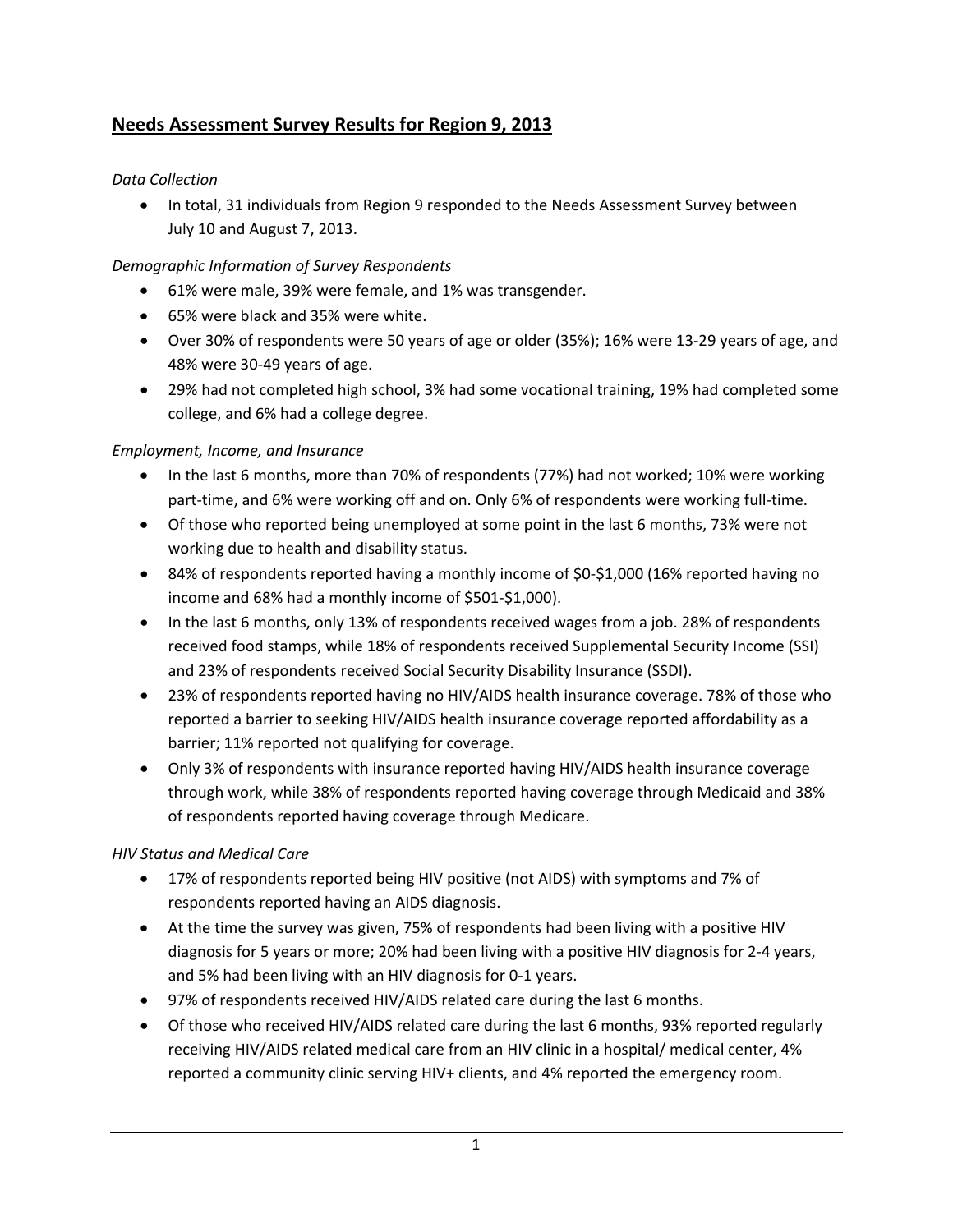## Needs Assessment Survey Results for Region 9, 2013

*Data Collection*

- In total, 31 individuals from Region 9 responded to the Needs Assessment Survey between July 10 and August 7, 2013.

*Demographic Information of Survey Respondents*

- 61% were male, 39% were female, and 1% was transgender.
- 65% were black and 35% were white.
- Over 30% of respondents were 50 years of age or older (35%); 16% were 13-29 years of age, and 48% were 30-49 years of age.
- 29% had not completed high school, 3% had some vocational training, 19% had completed some college, and 6% had a college degree.

*Employment, Income, and Insurance*

- In the last 6 months, more than 70% of respondents (77%) had not worked; 10% were working part-time, and 6% were working off and on. Only 6% of respondents were working full-time.
- Of those who reported being unemployed at some point in the last 6 months, 73% were not working due to health and disability status.
- 84% of respondents reported having a monthly income of $0-$1,000 (16% reported having no income and 68% had a monthly income of $501-$1,000).
- In the last 6 months, only 13% of respondents received wages from a job. 28% of respondents received food stamps, while 18% of respondents received Supplemental Security Income (SSI) and 23% of respondents received Social Security Disability Insurance (SSDI).
- 23% of respondents reported having no HIV/AIDS health insurance coverage. 78% of those who reported a barrier to seeking HIV/AIDS health insurance coverage reported affordability as a barrier; 11% reported not qualifying for coverage.
- Only 3% of respondents with insurance reported having HIV/AIDS health insurance coverage through work, while 38% of respondents reported having coverage through Medicaid and 38% of respondents reported having coverage through Medicare.

*HIV Status and Medical Care*

- 17% of respondents reported being HIV positive (not AIDS) with symptoms and 7% of respondents reported having an AIDS diagnosis.
- At the time the survey was given, 75% of respondents had been living with a positive HIV diagnosis for 5 years or more; 20% had been living with a positive HIV diagnosis for 2-4 years, and 5% had been living with an HIV diagnosis for 0-1 years.
- 97% of respondents received HIV/AIDS related care during the last 6 months.
- Of those who received HIV/AIDS related care during the last 6 months, 93% reported regularly receiving HIV/AIDS related medical care from an HIV clinic in a hospital/ medical center, 4% reported a community clinic serving HIV+ clients, and 4% reported the emergency room.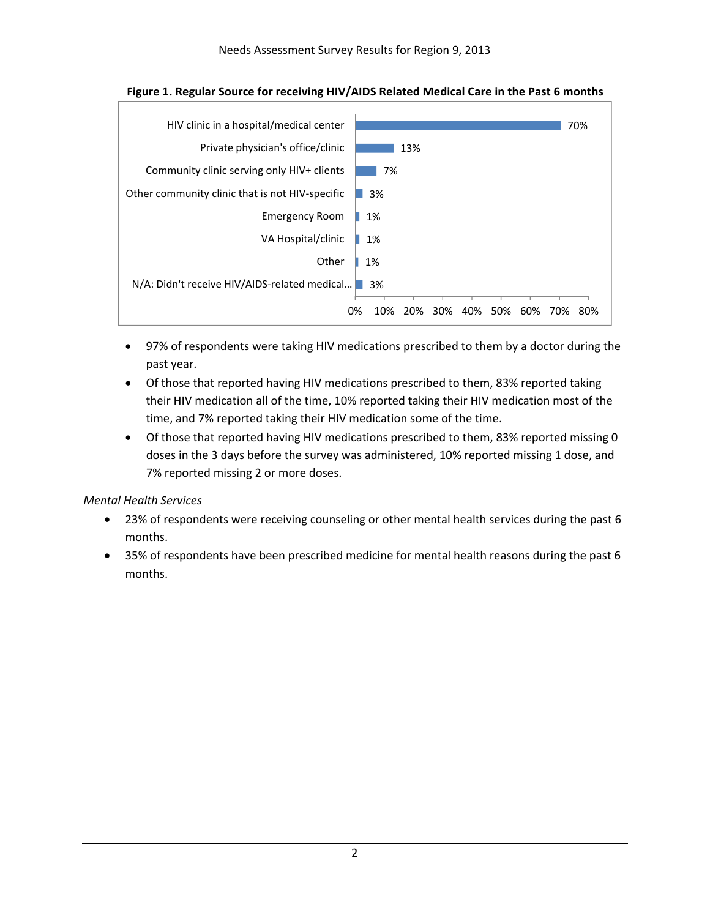**Figure 1. Regular Source for receiving HIV/AIDS Related Medical Care in the Past 6 months**

HIV clinic in a hospital/medical center 70%
Private physician's office/clinic 13%
Community clinic serving only HIV+ clients 7%
Other community clinic that is not HIV-specific 3%
Emergency Room 1%
VA Hospital/clinic 1%
Other 1%
N/A: Didn't receive HIV/AIDS-related medical... 3%

0% 10% 20% 30% 40% 50% 60% 70% 80%

- 97% of respondents were taking HIV medications prescribed to them by a doctor during the past year.
- Of those that reported having HIV medications prescribed to them, 83% reported taking their HIV medication all of the time, 10% reported taking their HIV medication most of the time, and 7% reported taking their HIV medication some of the time.
- Of those that reported having HIV medications prescribed to them, 83% reported missing 0 doses in the 3 days before the survey was administered, 10% reported missing 1 dose, and 7% reported missing 2 or more doses.

*Mental Health Services*

- 23% of respondents were receiving counseling or other mental health services during the past 6 months.
- 35% of respondents have been prescribed medicine for mental health reasons during the past 6 months.